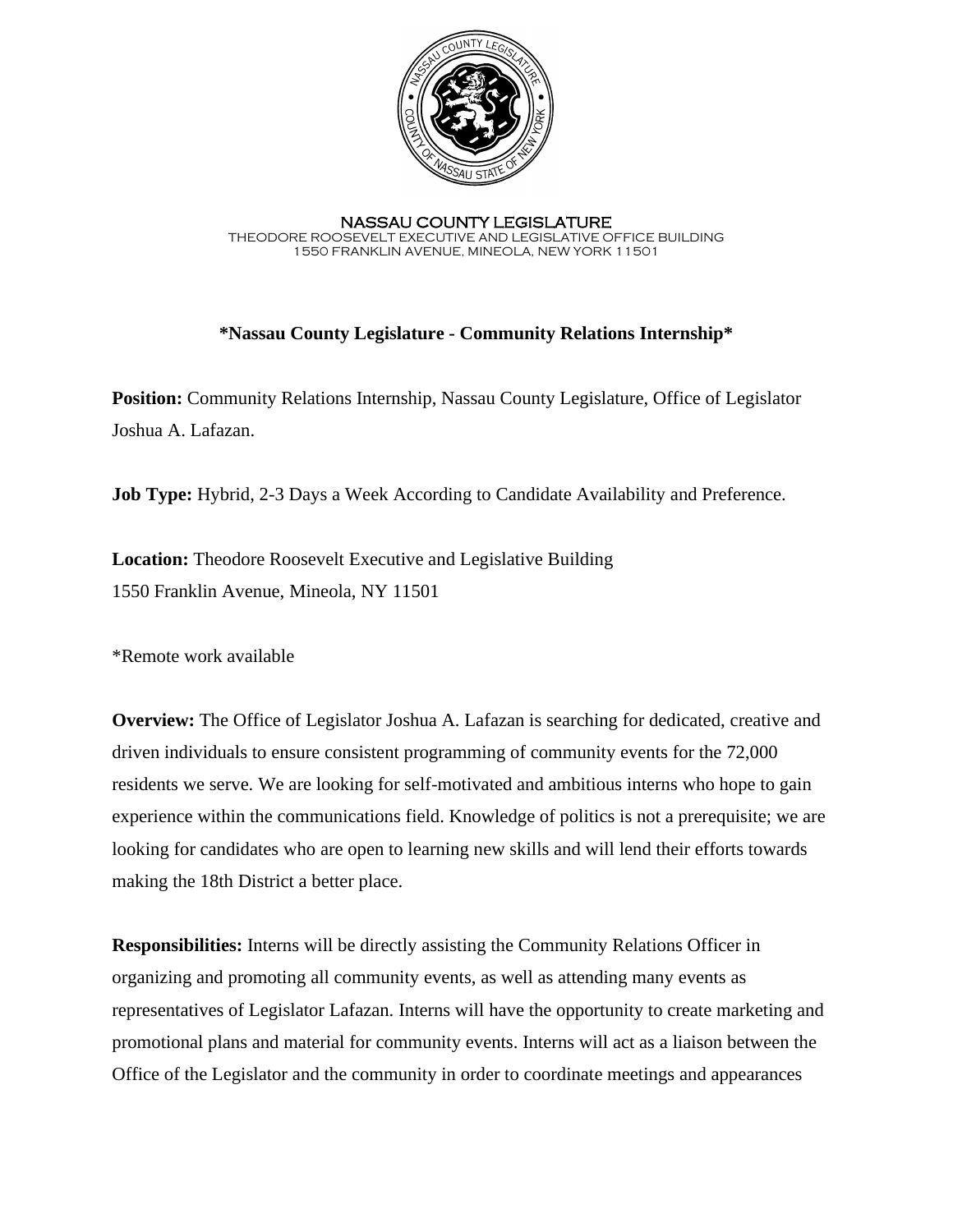NASSAU COUNTY LEGISLATURE
THEODORE ROOSEVELT EXECUTIVE AND LEGISLATIVE OFFICE BUILDING
1550 FRANKLIN AVENUE, MINEOLA, NEW YORK 11501

**\*Nassau County Legislature - Community Relations Internship\***

**Position:** Community Relations Internship, Nassau County Legislature, Office of Legislator Joshua A. Lafazan.

**Job Type:** Hybrid, 2-3 Days a Week According to Candidate Availability and Preference.

**Location:** Theodore Roosevelt Executive and Legislative Building
1550 Franklin Avenue, Mineola, NY 11501

*Remote work available

**Overview:** The Office of Legislator Joshua A. Lafazan is searching for dedicated, creative and driven individuals to ensure consistent programming of community events for the 72,000 residents we serve. We are looking for self-motivated and ambitious interns who hope to gain experience within the communications field. Knowledge of politics is not a prerequisite; we are looking for candidates who are open to learning new skills and will lend their efforts towards making the 18th District a better place.

**Responsibilities:** Interns will be directly assisting the Community Relations Officer in organizing and promoting all community events, as well as attending many events as representatives of Legislator Lafazan. Interns will have the opportunity to create marketing and promotional plans and material for community events. Interns will act as a liaison between the Office of the Legislator and the community in order to coordinate meetings and appearances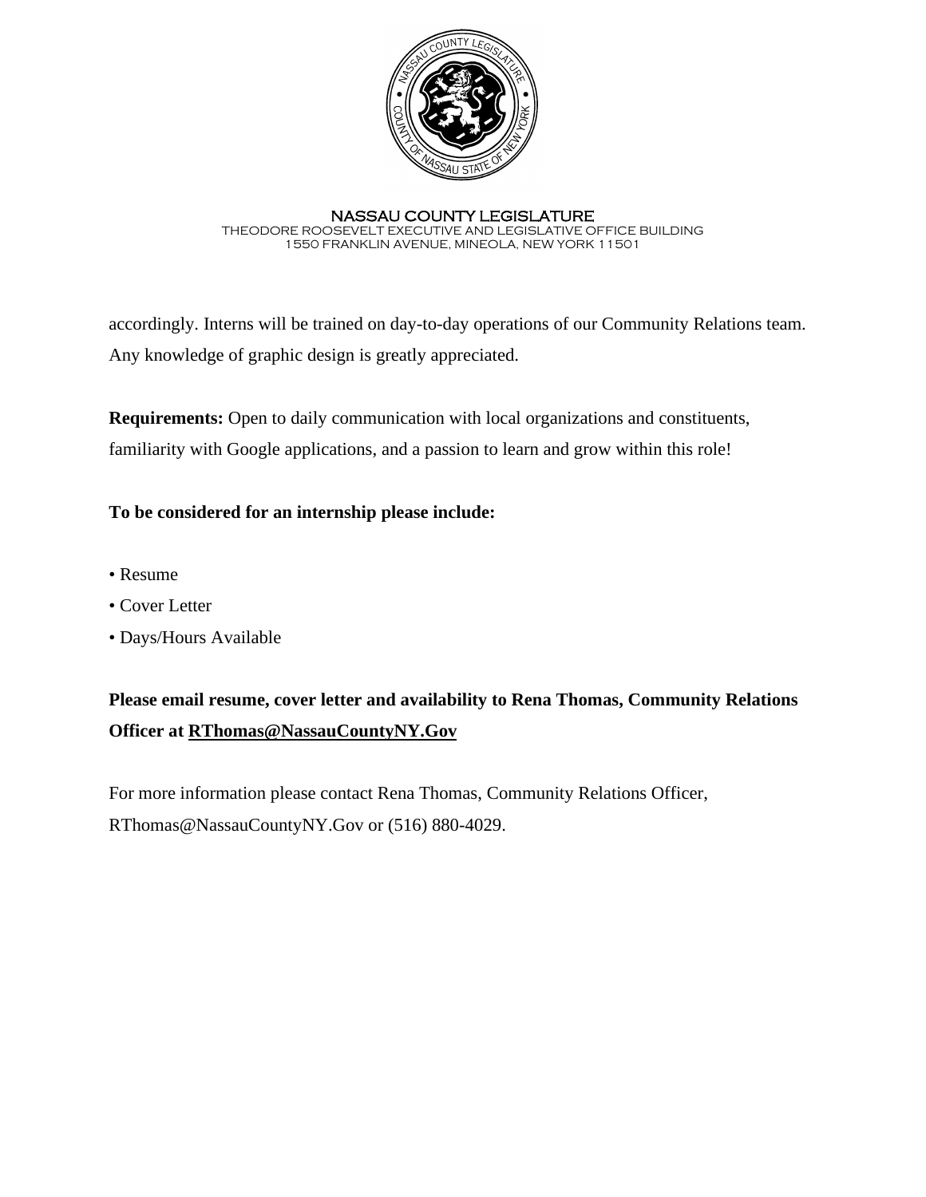NASSAU COUNTY LEGISLATURE
THEODORE ROOSEVELT EXECUTIVE AND LEGISLATIVE OFFICE BUILDING
1550 FRANKLIN AVENUE, MINEOLA, NEW YORK 11501

accordingly. Interns will be trained on day-to-day operations of our Community Relations team. Any knowledge of graphic design is greatly appreciated.

**Requirements:** Open to daily communication with local organizations and constituents, familiarity with Google applications, and a passion to learn and grow within this role!

**To be considered for an internship please include:**

- Resume
- Cover Letter
- Days/Hours Available

**Please email resume, cover letter and availability to Rena Thomas, Community Relations Officer at RThomas@NassauCountyNY.Gov**

For more information please contact Rena Thomas, Community Relations Officer, RThomas@NassauCountyNY.Gov or (516) 880-4029.